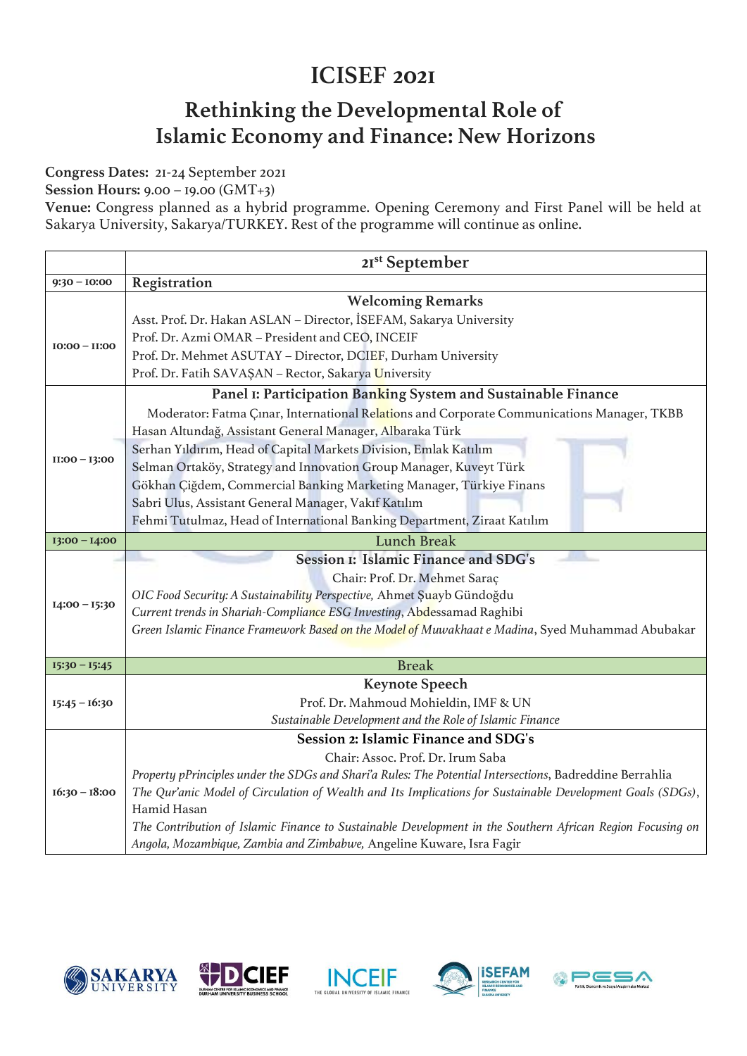# ICISEF 2021

## Rethinking the Developmental Role of Islamic Economy and Finance: New Horizons

**Congress Dates:** 21-24 September 2021
**Session Hours:** 9.00 – 19.00 (GMT+3)
**Venue:** Congress planned as a hybrid programme. Opening Ceremony and First Panel will be held at Sakarya University, Sakarya/TURKEY. Rest of the programme will continue as online.

| | 21st September |
|---|---|
| 9:30 – 10:00 | Registration |
| 10:00 – 11:00 | **Welcoming Remarks**<br>Asst. Prof. Dr. Hakan ASLAN – Director, İSEFAM, Sakarya University<br>Prof. Dr. Azmi OMAR – President and CEO, INCEIF<br>Prof. Dr. Mehmet ASUTAY – Director, DCIEF, Durham University<br>Prof. Dr. Fatih SAVAŞAN – Rector, Sakarya University |
| 11:00 – 13:00 | **Panel 1: Participation Banking System and Sustainable Finance**<br>Moderator: Fatma Çınar, International Relations and Corporate Communications Manager, TKBB<br>Hasan Altundağ, Assistant General Manager, Albaraka Türk<br>Serhan Yıldırım, Head of Capital Markets Division, Emlak Katılım<br>Selman Ortaköy, Strategy and Innovation Group Manager, Kuveyt Türk<br>Gökhan Çiğdem, Commercial Banking Marketing Manager, Türkiye Finans<br>Sabri Ulus, Assistant General Manager, Vakıf Katılım<br>Fehmi Tutulmaz, Head of International Banking Department, Ziraat Katılım |
| 13:00 – 14:00 | Lunch Break |
| 14:00 – 15:30 | **Session 1: Islamic Finance and SDG's**<br>Chair: Prof. Dr. Mehmet Saraç<br>*OIC Food Security: A Sustainability Perspective,* Ahmet Şuayb Gündoğdu<br>*Current trends in Shariah-Compliance ESG Investing*, Abdessamad Raghibi<br>*Green Islamic Finance Framework Based on the Model of Muwakhaat e Madina*, Syed Muhammad Abubakar |
| 15:30 – 15:45 | Break |
| 15:45 – 16:30 | **Keynote Speech**<br>Prof. Dr. Mahmoud Mohieldin, IMF & UN<br>*Sustainable Development and the Role of Islamic Finance* |
| 16:30 – 18:00 | **Session 2: Islamic Finance and SDG's**<br>Chair: Assoc. Prof. Dr. Irum Saba<br>*Property pPrinciples under the SDGs and Shari'a Rules: The Potential Intersections*, Badreddine Berrahlia<br>*The Qur'anic Model of Circulation of Wealth and Its Implications for Sustainable Development Goals (SDGs)*, Hamid Hasan<br>*The Contribution of Islamic Finance to Sustainable Development in the Southern African Region Focusing on Angola, Mozambique, Zambia and Zimbabwe,* Angeline Kuware, Isra Fagir |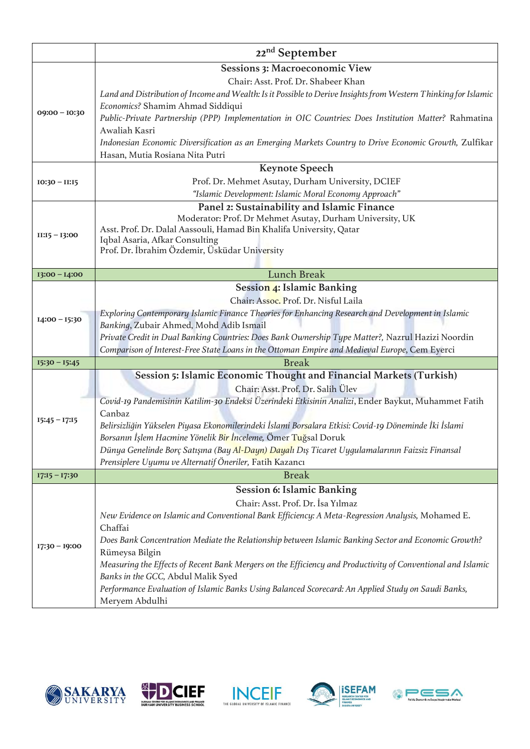| | 22nd September |
|---|---|
| 09:00 – 10:30 | **Sessions 3: Macroeconomic View**<br>Chair: Asst. Prof. Dr. Shabeer Khan<br>*Land and Distribution of Income and Wealth: Is it Possible to Derive Insights from Western Thinking for Islamic Economics?* Shamim Ahmad Siddiqui<br>*Public-Private Partnership (PPP) Implementation in OIC Countries: Does Institution Matter?* Rahmatina Awaliah Kasri<br>*Indonesian Economic Diversification as an Emerging Markets Country to Drive Economic Growth,* Zulfikar Hasan, Mutia Rosiana Nita Putri |
| 10:30 – 11:15 | **Keynote Speech**<br>Prof. Dr. Mehmet Asutay, Durham University, DCIEF<br>*"Islamic Development: Islamic Moral Economy Approach"* |
| 11:15 – 13:00 | **Panel 2: Sustainability and Islamic Finance**<br>Moderator: Prof. Dr Mehmet Asutay, Durham University, UK<br>Asst. Prof. Dr. Dalal Aassouli, Hamad Bin Khalifa University, Qatar<br>Iqbal Asaria, Afkar Consulting<br>Prof. Dr. İbrahim Özdemir, Üsküdar University |
| 13:00 – 14:00 | Lunch Break |
| 14:00 – 15:30 | **Session 4: Islamic Banking**<br>Chair: Assoc. Prof. Dr. Nisful Laila<br>*Exploring Contemporary Islamic Finance Theories for Enhancing Research and Development in Islamic Banking*, Zubair Ahmed, Mohd Adib Ismail<br>*Private Credit in Dual Banking Countries: Does Bank Ownership Type Matter?,* Nazrul Hazizi Noordin<br>*Comparison of Interest-Free State Loans in the Ottoman Empire and Medieval Europe*, Cem Eyerci |
| 15:30 – 15:45 | Break |
| 15:45 – 17:15 | **Session 5: Islamic Economic Thought and Financial Markets (Turkish)**<br>Chair: Asst. Prof. Dr. Salih Ülev<br>*Covid-19 Pandemisinin Katilim-30 Endeksi Üzerindeki Etkisinin Analizi*, Ender Baykut, Muhammet Fatih Canbaz<br>*Belirsizliğin Yükselen Piyasa Ekonomilerindeki İslami Borsalara Etkisi: Covid-19 Döneminde İki İslami Borsanın İşlem Hacmine Yönelik Bir İnceleme,* Ömer Tuğsal Doruk<br>*Dünya Genelinde Borç Satışına (Bay Al-Dayn) Dayalı Dış Ticaret Uygulamalarının Faizsiz Finansal Prensiplere Uyumu ve Alternatif Öneriler,* Fatih Kazancı |
| 17:15 – 17:30 | Break |
| 17:30 – 19:00 | **Session 6: Islamic Banking**<br>Chair: Asst. Prof. Dr. İsa Yılmaz<br>*New Evidence on Islamic and Conventional Bank Efficiency: A Meta-Regression Analysis,* Mohamed E. Chaffai<br>*Does Bank Concentration Mediate the Relationship between Islamic Banking Sector and Economic Growth?* Rümeysa Bilgin<br>*Measuring the Effects of Recent Bank Mergers on the Efficiency and Productivity of Conventional and Islamic Banks in the GCC,* Abdul Malik Syed<br>*Performance Evaluation of Islamic Banks Using Balanced Scorecard: An Applied Study on Saudi Banks,* Meryem Abdulhi |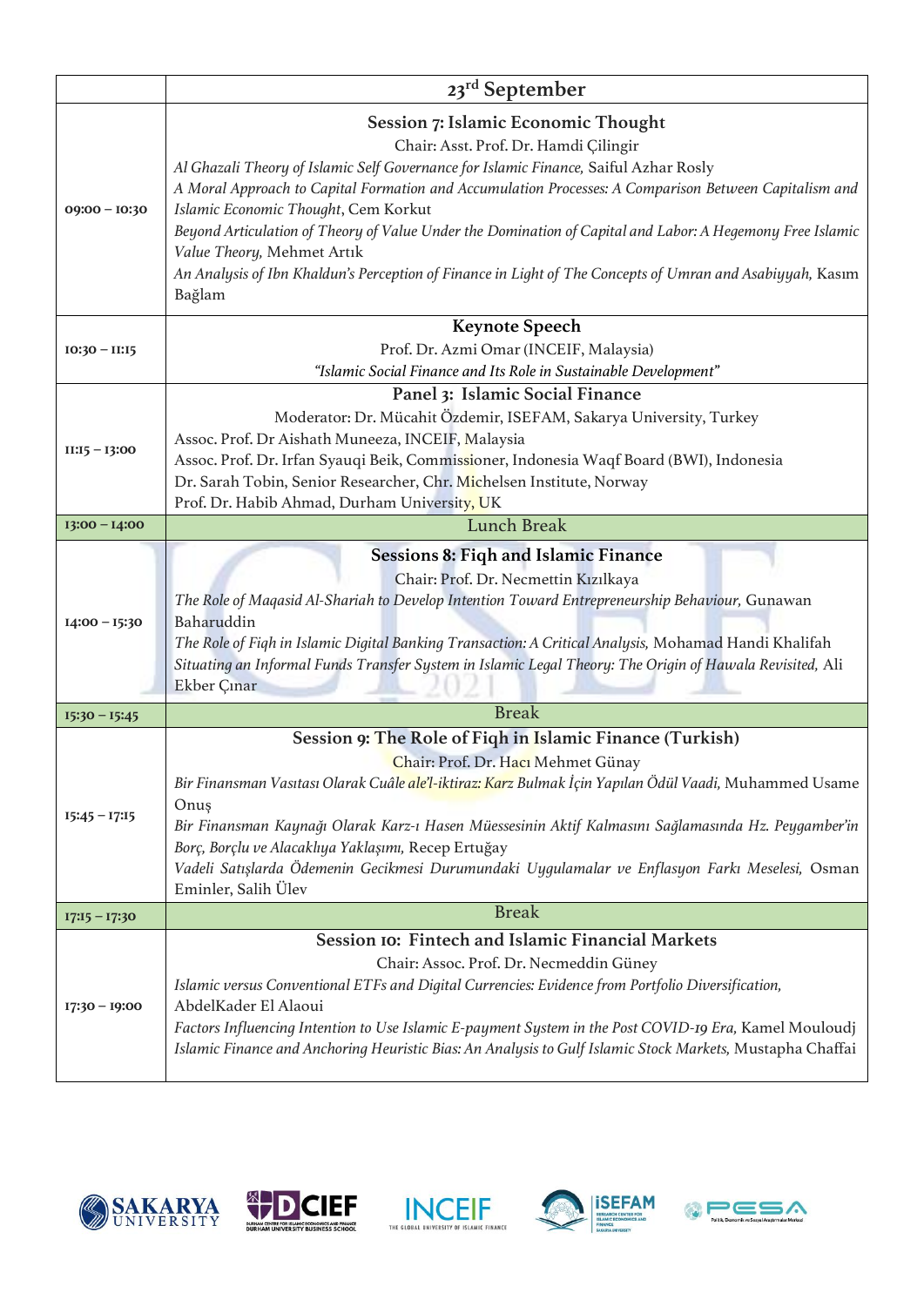| | 23rd September |
|---|---|
| 09:00 – 10:30 | **Session 7: Islamic Economic Thought**<br>Chair: Asst. Prof. Dr. Hamdi Çilingir<br>*Al Ghazali Theory of Islamic Self Governance for Islamic Finance,* Saiful Azhar Rosly<br>*A Moral Approach to Capital Formation and Accumulation Processes: A Comparison Between Capitalism and Islamic Economic Thought*, Cem Korkut<br>*Beyond Articulation of Theory of Value Under the Domination of Capital and Labor: A Hegemony Free Islamic Value Theory,* Mehmet Artık<br>*An Analysis of Ibn Khaldun's Perception of Finance in Light of The Concepts of Umran and Asabiyyah,* Kasım Bağlam |
| 10:30 – 11:15 | **Keynote Speech**<br>Prof. Dr. Azmi Omar (INCEIF, Malaysia)<br>*"Islamic Social Finance and Its Role in Sustainable Development"* |
| 11:15 – 13:00 | **Panel 3: Islamic Social Finance**<br>Moderator: Dr. Mücahit Özdemir, ISEFAM, Sakarya University, Turkey<br>Assoc. Prof. Dr Aishath Muneeza, INCEIF, Malaysia<br>Assoc. Prof. Dr. Irfan Syauqi Beik, Commissioner, Indonesia Waqf Board (BWI), Indonesia<br>Dr. Sarah Tobin, Senior Researcher, Chr. Michelsen Institute, Norway<br>Prof. Dr. Habib Ahmad, Durham University, UK |
| 13:00 – 14:00 | Lunch Break |
| 14:00 – 15:30 | **Sessions 8: Fiqh and Islamic Finance**<br>Chair: Prof. Dr. Necmettin Kızılkaya<br>*The Role of Maqasid Al-Shariah to Develop Intention Toward Entrepreneurship Behaviour,* Gunawan Baharuddin<br>*The Role of Fiqh in Islamic Digital Banking Transaction: A Critical Analysis,* Mohamad Handi Khalifah<br>*Situating an Informal Funds Transfer System in Islamic Legal Theory: The Origin of Hawala Revisited,* Ali Ekber Çınar |
| 15:30 – 15:45 | Break |
| 15:45 – 17:15 | **Session 9: The Role of Fiqh in Islamic Finance (Turkish)**<br>Chair: Prof. Dr. Hacı Mehmet Günay<br>*Bir Finansman Vasıtası Olarak Cuâle ale'l-iktiraz: Karz Bulmak İçin Yapılan Ödül Vaadi,* Muhammed Usame Onuş<br>*Bir Finansman Kaynağı Olarak Karz-ı Hasen Müessesinin Aktif Kalmasını Sağlamasında Hz. Peygamber'in Borç, Borçlu ve Alacaklıya Yaklaşımı,* Recep Ertuğay<br>*Vadeli Satışlarda Ödemenin Gecikmesi Durumundaki Uygulamalar ve Enflasyon Farkı Meselesi,* Osman Eminler, Salih Ülev |
| 17:15 – 17:30 | Break |
| 17:30 – 19:00 | **Session 10: Fintech and Islamic Financial Markets**<br>Chair: Assoc. Prof. Dr. Necmeddin Güney<br>*Islamic versus Conventional ETFs and Digital Currencies: Evidence from Portfolio Diversification,* AbdelKader El Alaoui<br>*Factors Influencing Intention to Use Islamic E-payment System in the Post COVID-19 Era,* Kamel Mouloudj<br>*Islamic Finance and Anchoring Heuristic Bias: An Analysis to Gulf Islamic Stock Markets,* Mustapha Chaffai |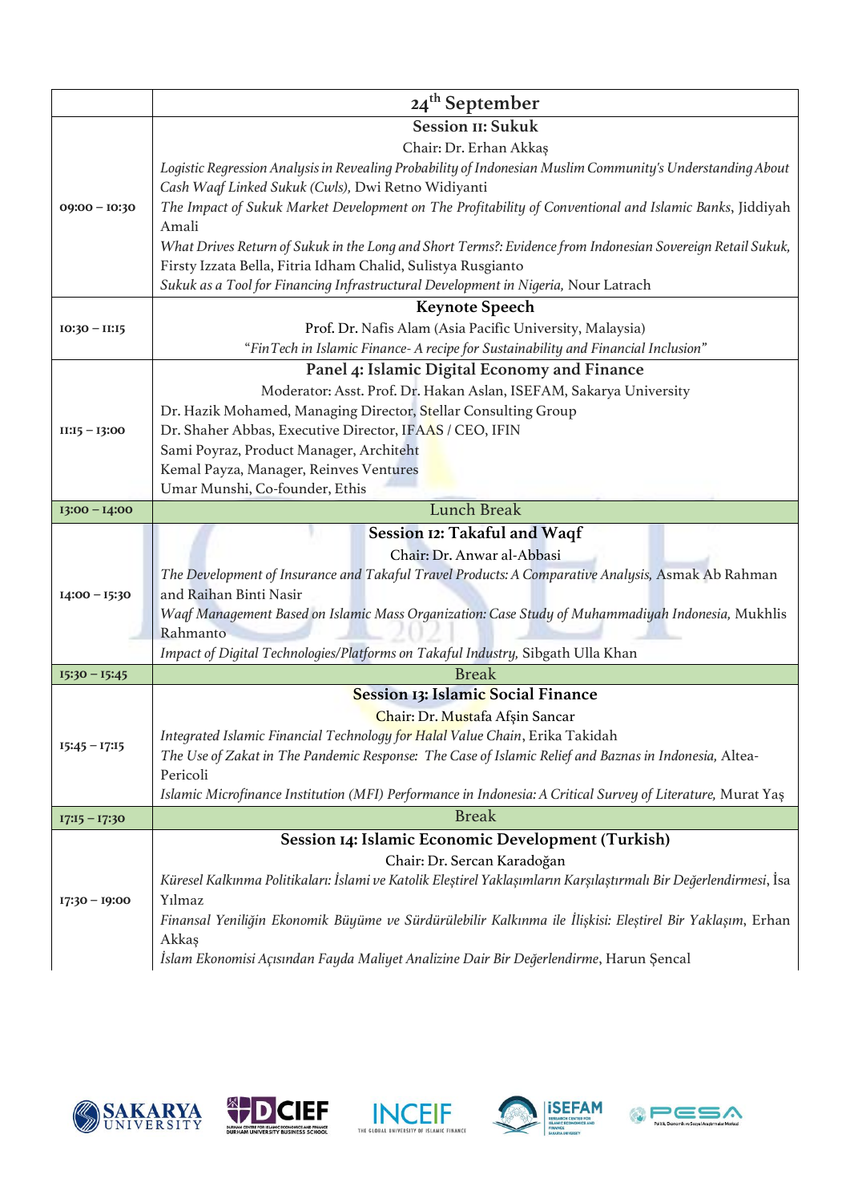| | 24th September |
|---|---|
| 09:00 – 10:30 | **Session 11: Sukuk**<br>Chair: Dr. Erhan Akkaş<br>*Logistic Regression Analysis in Revealing Probability of Indonesian Muslim Community's Understanding About Cash Waqf Linked Sukuk (Cwls),* Dwi Retno Widiyanti<br>*The Impact of Sukuk Market Development on The Profitability of Conventional and Islamic Banks*, Jiddiyah Amali<br>*What Drives Return of Sukuk in the Long and Short Terms?: Evidence from Indonesian Sovereign Retail Sukuk,* Firsty Izzata Bella, Fitria Idham Chalid, Sulistya Rusgianto<br>*Sukuk as a Tool for Financing Infrastructural Development in Nigeria,* Nour Latrach |
| 10:30 – 11:15 | **Keynote Speech**<br>Prof. Dr. Nafis Alam (Asia Pacific University, Malaysia)<br>*"FinTech in Islamic Finance- A recipe for Sustainability and Financial Inclusion"* |
| 11:15 – 13:00 | **Panel 4: Islamic Digital Economy and Finance**<br>Moderator: Asst. Prof. Dr. Hakan Aslan, ISEFAM, Sakarya University<br>Dr. Hazik Mohamed, Managing Director, Stellar Consulting Group<br>Dr. Shaher Abbas, Executive Director, IFAAS / CEO, IFIN<br>Sami Poyraz, Product Manager, Architeht<br>Kemal Payza, Manager, Reinves Ventures<br>Umar Munshi, Co-founder, Ethis |
| 13:00 – 14:00 | Lunch Break |
| 14:00 – 15:30 | **Session 12: Takaful and Waqf**<br>Chair: Dr. Anwar al-Abbasi<br>*The Development of Insurance and Takaful Travel Products: A Comparative Analysis,* Asmak Ab Rahman and Raihan Binti Nasir<br>*Waqf Management Based on Islamic Mass Organization: Case Study of Muhammadiyah Indonesia,* Mukhlis Rahmanto<br>*Impact of Digital Technologies/Platforms on Takaful Industry,* Sibgath Ulla Khan |
| 15:30 – 15:45 | Break |
| 15:45 – 17:15 | **Session 13: Islamic Social Finance**<br>Chair: Dr. Mustafa Afşin Sancar<br>*Integrated Islamic Financial Technology for Halal Value Chain*, Erika Takidah<br>*The Use of Zakat in The Pandemic Response: The Case of Islamic Relief and Baznas in Indonesia,* Altea-Pericoli<br>*Islamic Microfinance Institution (MFI) Performance in Indonesia: A Critical Survey of Literature,* Murat Yaş |
| 17:15 – 17:30 | Break |
| 17:30 – 19:00 | **Session 14: Islamic Economic Development (Turkish)**<br>Chair: Dr. Sercan Karadoğan<br>*Küresel Kalkınma Politikaları: İslami ve Katolik Eleştirel Yaklaşımların Karşılaştırmalı Bir Değerlendirmesi*, İsa Yılmaz<br>*Finansal Yeniliğin Ekonomik Büyüme ve Sürdürülebilir Kalkınma ile İlişkisi: Eleştirel Bir Yaklaşım*, Erhan Akkaş<br>*İslam Ekonomisi Açısından Fayda Maliyet Analizine Dair Bir Değerlendirme*, Harun Şencal |